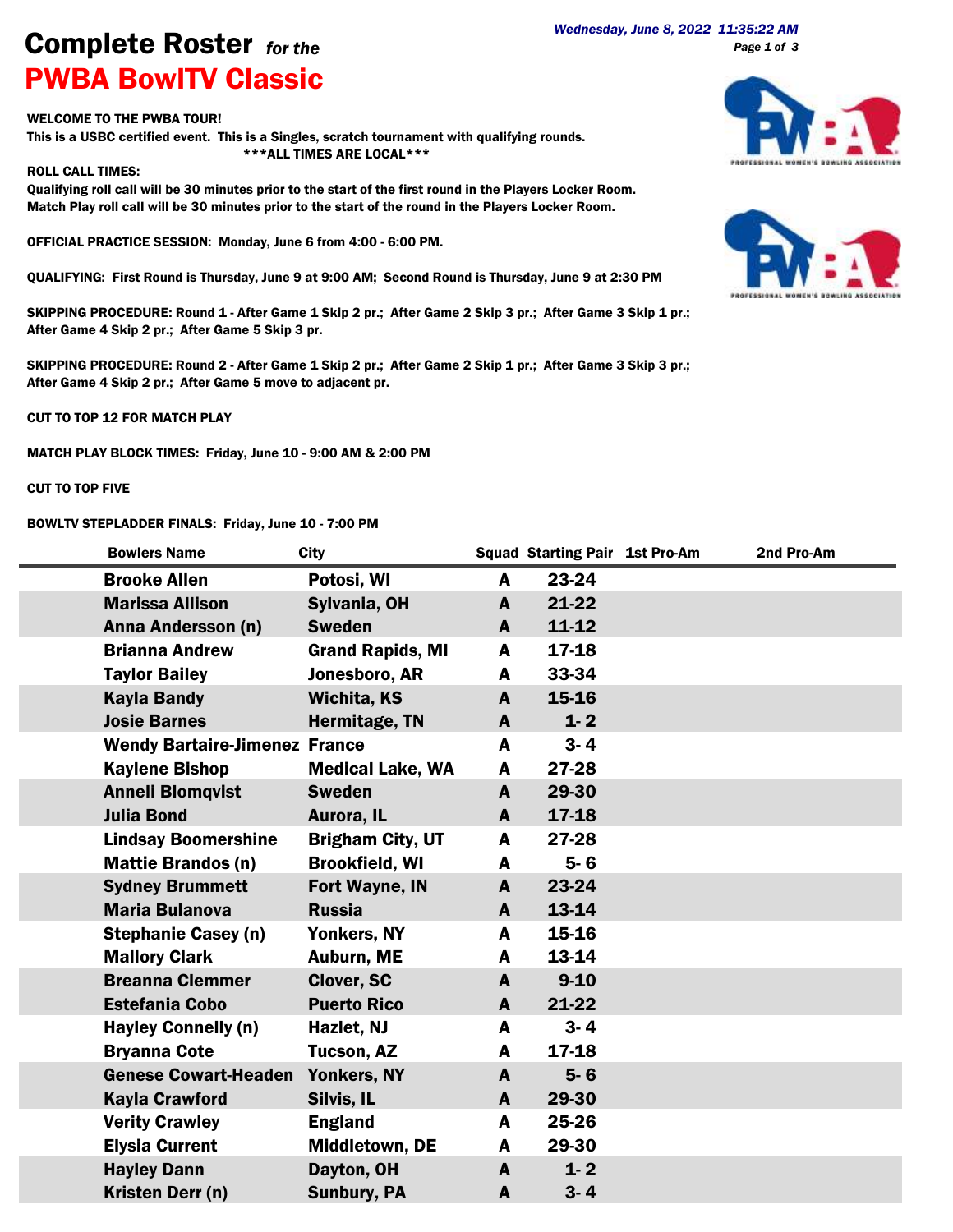# Complete Roster *for the*

# PWBA BowlTV Classic

*Wednesday, June 8, 2022 11:35:22 AM*

**WELCOME TO THE PWBA TOUR!**
**This is a USBC certified event. This is a Singles, scratch tournament with qualifying rounds.**
**\*\*\*ALL TIMES ARE LOCAL\*\*\***

**ROLL CALL TIMES:**
**Qualifying roll call will be 30 minutes prior to the start of the first round in the Players Locker Room.**
**Match Play roll call will be 30 minutes prior to the start of the round in the Players Locker Room.**

**OFFICIAL PRACTICE SESSION: Monday, June 6 from 4:00 - 6:00 PM.**

**QUALIFYING: First Round is Thursday, June 9 at 9:00 AM; Second Round is Thursday, June 9 at 2:30 PM**

**SKIPPING PROCEDURE: Round 1 - After Game 1 Skip 2 pr.; After Game 2 Skip 3 pr.; After Game 3 Skip 1 pr.; After Game 4 Skip 2 pr.; After Game 5 Skip 3 pr.**

**SKIPPING PROCEDURE: Round 2 - After Game 1 Skip 2 pr.; After Game 2 Skip 1 pr.; After Game 3 Skip 3 pr.; After Game 4 Skip 2 pr.; After Game 5 move to adjacent pr.**

**CUT TO TOP 12 FOR MATCH PLAY**

**MATCH PLAY BLOCK TIMES: Friday, June 10 - 9:00 AM & 2:00 PM**

**CUT TO TOP FIVE**

**BOWLTV STEPLADDER FINALS: Friday, June 10 - 7:00 PM**

| Bowlers Name | City | Squad | Starting Pair | 1st Pro-Am | 2nd Pro-Am |
|---|---|---|---|---|---|
| Brooke Allen | Potosi, WI | A | 23-24 | | |
| Marissa Allison | Sylvania, OH | A | 21-22 | | |
| Anna Andersson (n) | Sweden | A | 11-12 | | |
| Brianna Andrew | Grand Rapids, MI | A | 17-18 | | |
| Taylor Bailey | Jonesboro, AR | A | 33-34 | | |
| Kayla Bandy | Wichita, KS | A | 15-16 | | |
| Josie Barnes | Hermitage, TN | A | 1- 2 | | |
| Wendy Bartaire-Jimenez | France | A | 3- 4 | | |
| Kaylene Bishop | Medical Lake, WA | A | 27-28 | | |
| Anneli Blomqvist | Sweden | A | 29-30 | | |
| Julia Bond | Aurora, IL | A | 17-18 | | |
| Lindsay Boomershine | Brigham City, UT | A | 27-28 | | |
| Mattie Brandos (n) | Brookfield, WI | A | 5- 6 | | |
| Sydney Brummett | Fort Wayne, IN | A | 23-24 | | |
| Maria Bulanova | Russia | A | 13-14 | | |
| Stephanie Casey (n) | Yonkers, NY | A | 15-16 | | |
| Mallory Clark | Auburn, ME | A | 13-14 | | |
| Breanna Clemmer | Clover, SC | A | 9-10 | | |
| Estefania Cobo | Puerto Rico | A | 21-22 | | |
| Hayley Connelly (n) | Hazlet, NJ | A | 3- 4 | | |
| Bryanna Cote | Tucson, AZ | A | 17-18 | | |
| Genese Cowart-Headen | Yonkers, NY | A | 5- 6 | | |
| Kayla Crawford | Silvis, IL | A | 29-30 | | |
| Verity Crawley | England | A | 25-26 | | |
| Elysia Current | Middletown, DE | A | 29-30 | | |
| Hayley Dann | Dayton, OH | A | 1- 2 | | |
| Kristen Derr (n) | Sunbury, PA | A | 3- 4 | | |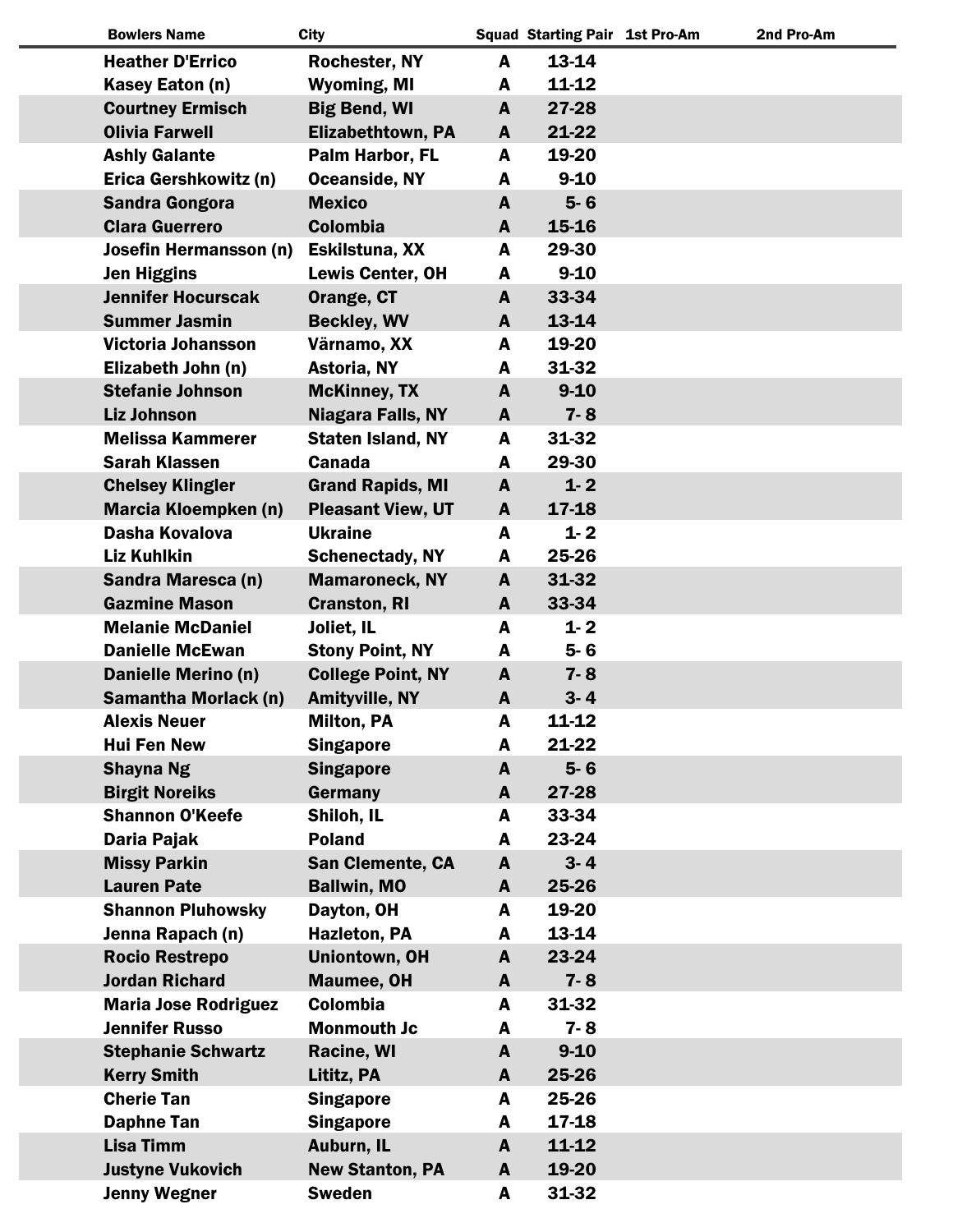| Bowlers Name | City | Squad | Starting Pair | 1st Pro-Am | 2nd Pro-Am |
|---|---|---|---|---|---|
| Heather D'Errico | Rochester, NY | A | 13-14 | | |
| Kasey Eaton (n) | Wyoming, MI | A | 11-12 | | |
| Courtney Ermisch | Big Bend, WI | A | 27-28 | | |
| Olivia Farwell | Elizabethtown, PA | A | 21-22 | | |
| Ashly Galante | Palm Harbor, FL | A | 19-20 | | |
| Erica Gershkowitz (n) | Oceanside, NY | A | 9-10 | | |
| Sandra Gongora | Mexico | A | 5- 6 | | |
| Clara Guerrero | Colombia | A | 15-16 | | |
| Josefin Hermansson (n) | Eskilstuna, XX | A | 29-30 | | |
| Jen Higgins | Lewis Center, OH | A | 9-10 | | |
| Jennifer Hocurscak | Orange, CT | A | 33-34 | | |
| Summer Jasmin | Beckley, WV | A | 13-14 | | |
| Victoria Johansson | Värnamo, XX | A | 19-20 | | |
| Elizabeth John (n) | Astoria, NY | A | 31-32 | | |
| Stefanie Johnson | McKinney, TX | A | 9-10 | | |
| Liz Johnson | Niagara Falls, NY | A | 7- 8 | | |
| Melissa Kammerer | Staten Island, NY | A | 31-32 | | |
| Sarah Klassen | Canada | A | 29-30 | | |
| Chelsey Klingler | Grand Rapids, MI | A | 1- 2 | | |
| Marcia Kloempken (n) | Pleasant View, UT | A | 17-18 | | |
| Dasha Kovalova | Ukraine | A | 1- 2 | | |
| Liz Kuhlkin | Schenectady, NY | A | 25-26 | | |
| Sandra Maresca (n) | Mamaroneck, NY | A | 31-32 | | |
| Gazmine Mason | Cranston, RI | A | 33-34 | | |
| Melanie McDaniel | Joliet, IL | A | 1- 2 | | |
| Danielle McEwan | Stony Point, NY | A | 5- 6 | | |
| Danielle Merino (n) | College Point, NY | A | 7- 8 | | |
| Samantha Morlack (n) | Amityville, NY | A | 3- 4 | | |
| Alexis Neuer | Milton, PA | A | 11-12 | | |
| Hui Fen New | Singapore | A | 21-22 | | |
| Shayna Ng | Singapore | A | 5- 6 | | |
| Birgit Noreiks | Germany | A | 27-28 | | |
| Shannon O'Keefe | Shiloh, IL | A | 33-34 | | |
| Daria Pajak | Poland | A | 23-24 | | |
| Missy Parkin | San Clemente, CA | A | 3- 4 | | |
| Lauren Pate | Ballwin, MO | A | 25-26 | | |
| Shannon Pluhowsky | Dayton, OH | A | 19-20 | | |
| Jenna Rapach (n) | Hazleton, PA | A | 13-14 | | |
| Rocio Restrepo | Uniontown, OH | A | 23-24 | | |
| Jordan Richard | Maumee, OH | A | 7- 8 | | |
| Maria Jose Rodriguez | Colombia | A | 31-32 | | |
| Jennifer Russo | Monmouth Jc | A | 7- 8 | | |
| Stephanie Schwartz | Racine, WI | A | 9-10 | | |
| Kerry Smith | Lititz, PA | A | 25-26 | | |
| Cherie Tan | Singapore | A | 25-26 | | |
| Daphne Tan | Singapore | A | 17-18 | | |
| Lisa Timm | Auburn, IL | A | 11-12 | | |
| Justyne Vukovich | New Stanton, PA | A | 19-20 | | |
| Jenny Wegner | Sweden | A | 31-32 | | |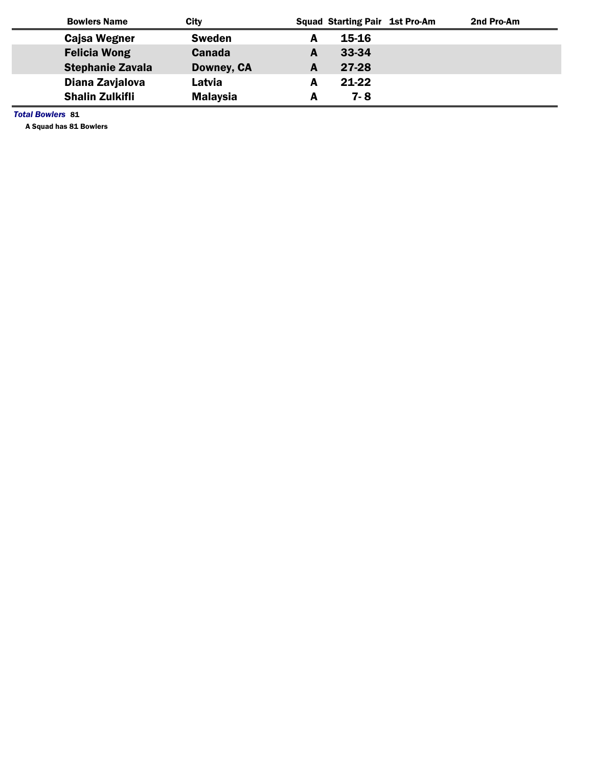| Bowlers Name | City | Squad | Starting Pair | 1st Pro-Am | 2nd Pro-Am |
|---|---|---|---|---|---|
| Cajsa Wegner | Sweden | A | 15-16 | | |
| Felicia Wong | Canada | A | 33-34 | | |
| Stephanie Zavala | Downey, CA | A | 27-28 | | |
| Diana Zavjalova | Latvia | A | 21-22 | | |
| Shalin Zulkifli | Malaysia | A | 7- 8 | | |

***Total Bowlers*** **81**

**A Squad has 81 Bowlers**